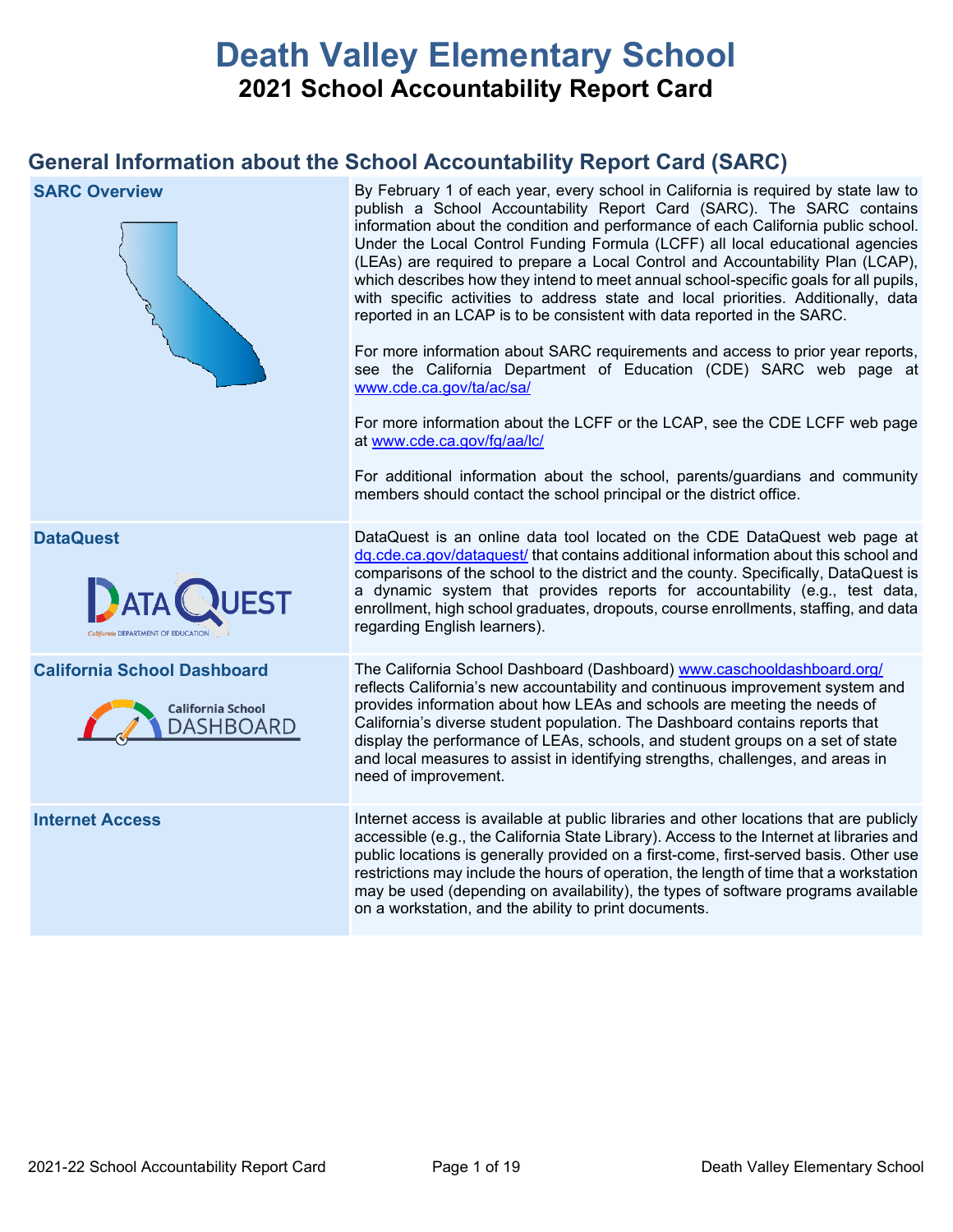# Death Valley Elementary School

## 2021 School Accountability Report Card

## General Information about the School Accountability Report Card (SARC)

| | |
|---|---|
| **SARC Overview** | By February 1 of each year, every school in California is required by state law to publish a School Accountability Report Card (SARC). The SARC contains information about the condition and performance of each California public school. Under the Local Control Funding Formula (LCFF) all local educational agencies (LEAs) are required to prepare a Local Control and Accountability Plan (LCAP), which describes how they intend to meet annual school-specific goals for all pupils, with specific activities to address state and local priorities. Additionally, data reported in an LCAP is to be consistent with data reported in the SARC.<br><br>For more information about SARC requirements and access to prior year reports, see the California Department of Education (CDE) SARC web page at www.cde.ca.gov/ta/ac/sa/<br><br>For more information about the LCFF or the LCAP, see the CDE LCFF web page at www.cde.ca.gov/fg/aa/lc/<br><br>For additional information about the school, parents/guardians and community members should contact the school principal or the district office. |
| **DataQuest** | DataQuest is an online data tool located on the CDE DataQuest web page at dq.cde.ca.gov/dataquest/ that contains additional information about this school and comparisons of the school to the district and the county. Specifically, DataQuest is a dynamic system that provides reports for accountability (e.g., test data, enrollment, high school graduates, dropouts, course enrollments, staffing, and data regarding English learners). |
| **California School Dashboard** | The California School Dashboard (Dashboard) www.caschooldashboard.org/ reflects California's new accountability and continuous improvement system and provides information about how LEAs and schools are meeting the needs of California's diverse student population. The Dashboard contains reports that display the performance of LEAs, schools, and student groups on a set of state and local measures to assist in identifying strengths, challenges, and areas in need of improvement. |
| **Internet Access** | Internet access is available at public libraries and other locations that are publicly accessible (e.g., the California State Library). Access to the Internet at libraries and public locations is generally provided on a first-come, first-served basis. Other use restrictions may include the hours of operation, the length of time that a workstation may be used (depending on availability), the types of software programs available on a workstation, and the ability to print documents. |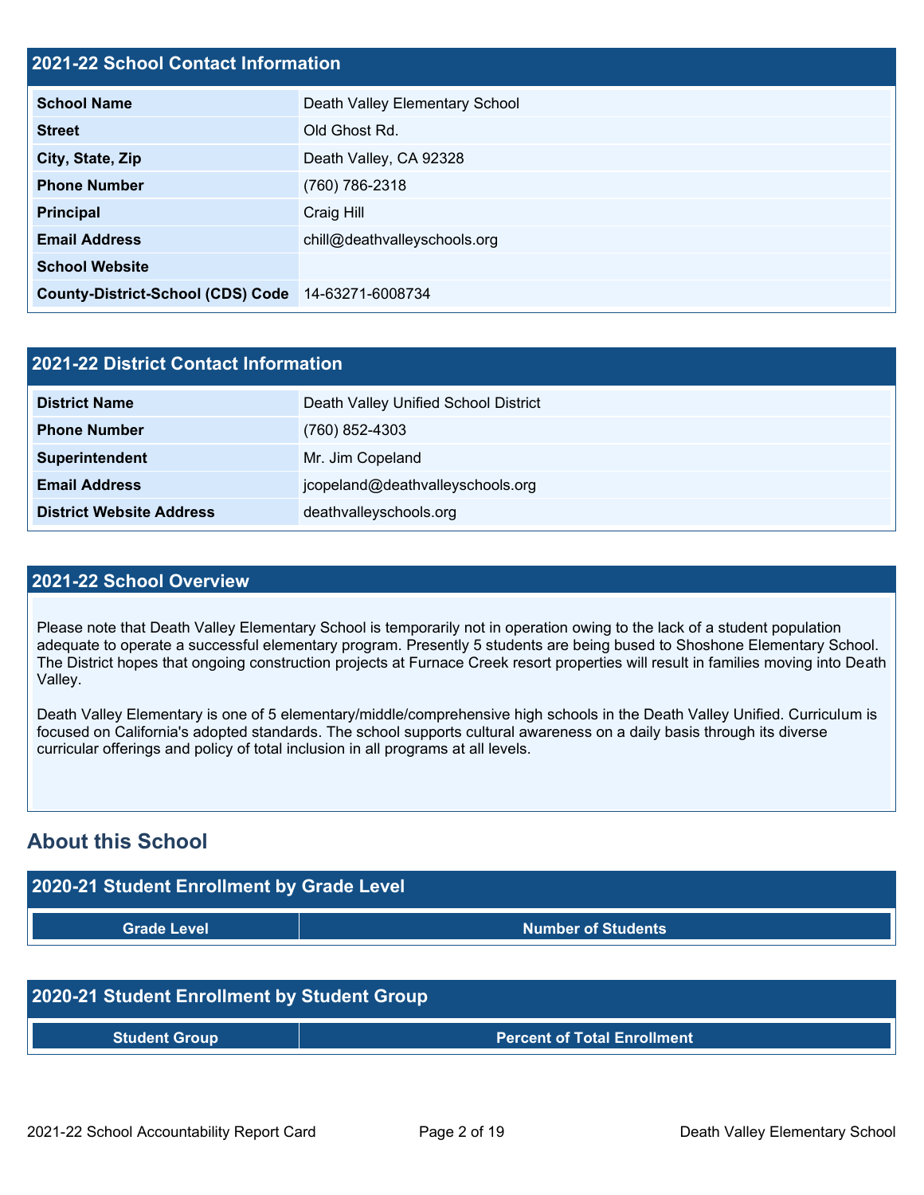## 2021-22 School Contact Information

| 2021-22 School Contact Information | |
|---|---|
| **School Name** | Death Valley Elementary School |
| **Street** | Old Ghost Rd. |
| **City, State, Zip** | Death Valley, CA 92328 |
| **Phone Number** | (760) 786-2318 |
| **Principal** | Craig Hill |
| **Email Address** | chill@deathvalleyschools.org |
| **School Website** | |
| **County-District-School (CDS) Code** | 14-63271-6008734 |

## 2021-22 District Contact Information

| 2021-22 District Contact Information | |
|---|---|
| **District Name** | Death Valley Unified School District |
| **Phone Number** | (760) 852-4303 |
| **Superintendent** | Mr. Jim Copeland |
| **Email Address** | jcopeland@deathvalleyschools.org |
| **District Website Address** | deathvalleyschools.org |

## 2021-22 School Overview

Please note that Death Valley Elementary School is temporarily not in operation owing to the lack of a student population adequate to operate a successful elementary program. Presently 5 students are being bused to Shoshone Elementary School. The District hopes that ongoing construction projects at Furnace Creek resort properties will result in families moving into Death Valley.

Death Valley Elementary is one of 5 elementary/middle/comprehensive high schools in the Death Valley Unified. Curriculum is focused on California's adopted standards. The school supports cultural awareness on a daily basis through its diverse curricular offerings and policy of total inclusion in all programs at all levels.

## About this School

### 2020-21 Student Enrollment by Grade Level

| Grade Level | Number of Students |
|---|---|

### 2020-21 Student Enrollment by Student Group

| Student Group | Percent of Total Enrollment |
|---|---|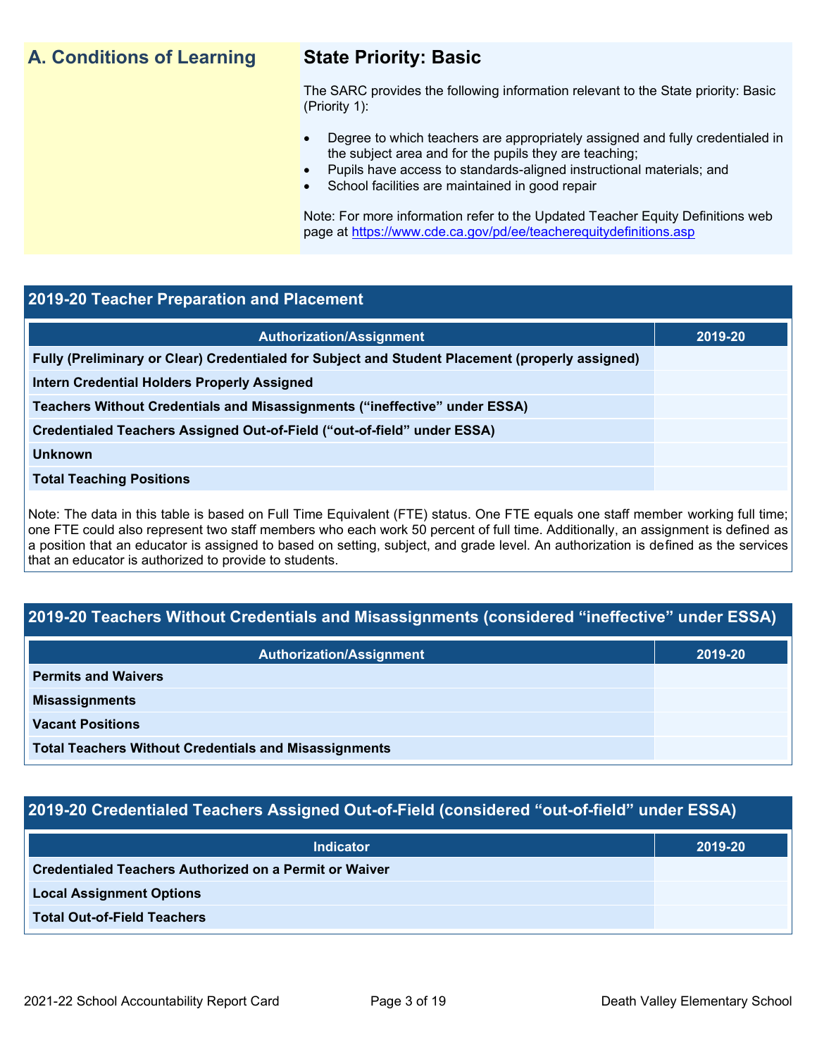## A. Conditions of Learning

### State Priority: Basic

The SARC provides the following information relevant to the State priority: Basic (Priority 1):

- Degree to which teachers are appropriately assigned and fully credentialed in the subject area and for the pupils they are teaching;
- Pupils have access to standards-aligned instructional materials; and
- School facilities are maintained in good repair

Note: For more information refer to the Updated Teacher Equity Definitions web page at https://www.cde.ca.gov/pd/ee/teacherequitydefinitions.asp

### 2019-20 Teacher Preparation and Placement

| Authorization/Assignment | 2019-20 |
|---|---|
| **Fully (Preliminary or Clear) Credentialed for Subject and Student Placement (properly assigned)** | |
| **Intern Credential Holders Properly Assigned** | |
| **Teachers Without Credentials and Misassignments (“ineffective” under ESSA)** | |
| **Credentialed Teachers Assigned Out-of-Field (“out-of-field” under ESSA)** | |
| **Unknown** | |
| **Total Teaching Positions** | |

Note: The data in this table is based on Full Time Equivalent (FTE) status. One FTE equals one staff member working full time; one FTE could also represent two staff members who each work 50 percent of full time. Additionally, an assignment is defined as a position that an educator is assigned to based on setting, subject, and grade level. An authorization is defined as the services that an educator is authorized to provide to students.

### 2019-20 Teachers Without Credentials and Misassignments (considered “ineffective” under ESSA)

| Authorization/Assignment | 2019-20 |
|---|---|
| **Permits and Waivers** | |
| **Misassignments** | |
| **Vacant Positions** | |
| **Total Teachers Without Credentials and Misassignments** | |

### 2019-20 Credentialed Teachers Assigned Out-of-Field (considered “out-of-field” under ESSA)

| Indicator | 2019-20 |
|---|---|
| **Credentialed Teachers Authorized on a Permit or Waiver** | |
| **Local Assignment Options** | |
| **Total Out-of-Field Teachers** | |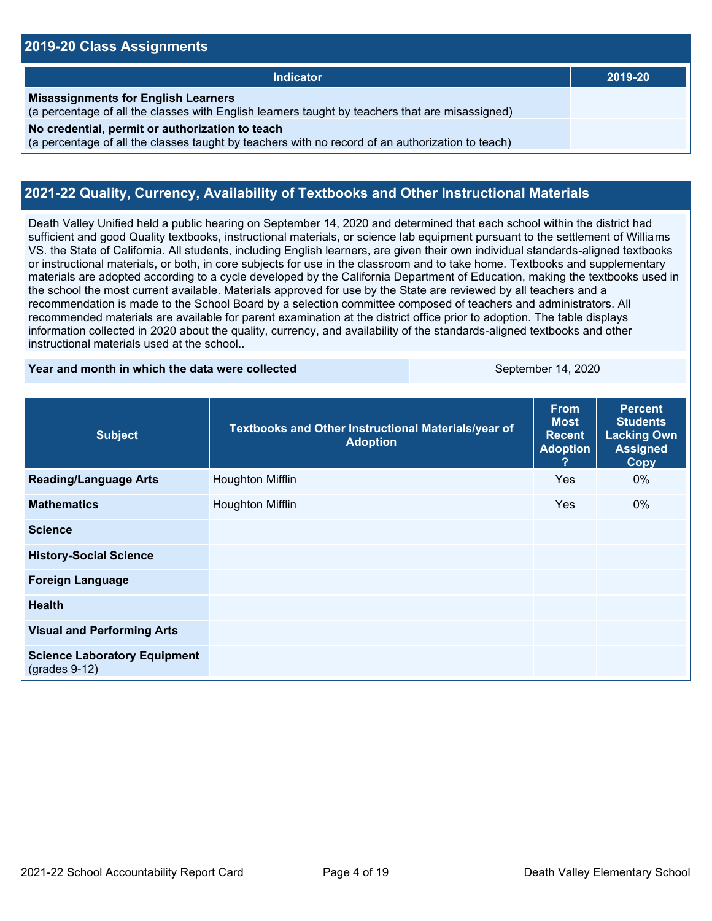## 2019-20 Class Assignments

| Indicator | 2019-20 |
|---|---|
| **Misassignments for English Learners**<br>(a percentage of all the classes with English learners taught by teachers that are misassigned) | |
| **No credential, permit or authorization to teach**<br>(a percentage of all the classes taught by teachers with no record of an authorization to teach) | |

## 2021-22 Quality, Currency, Availability of Textbooks and Other Instructional Materials

Death Valley Unified held a public hearing on September 14, 2020 and determined that each school within the district had sufficient and good Quality textbooks, instructional materials, or science lab equipment pursuant to the settlement of Williams VS. the State of California. All students, including English learners, are given their own individual standards-aligned textbooks or instructional materials, or both, in core subjects for use in the classroom and to take home. Textbooks and supplementary materials are adopted according to a cycle developed by the California Department of Education, making the textbooks used in the school the most current available. Materials approved for use by the State are reviewed by all teachers and a recommendation is made to the School Board by a selection committee composed of teachers and administrators. All recommended materials are available for parent examination at the district office prior to adoption. The table displays information collected in 2020 about the quality, currency, and availability of the standards-aligned textbooks and other instructional materials used at the school..

| Year and month in which the data were collected | September 14, 2020 |
|---|---|

| Subject | Textbooks and Other Instructional Materials/year of Adoption | From Most Recent Adoption ? | Percent Students Lacking Own Assigned Copy |
|---|---|---|---|
| **Reading/Language Arts** | Houghton Mifflin | Yes | 0% |
| **Mathematics** | Houghton Mifflin | Yes | 0% |
| **Science** | | | |
| **History-Social Science** | | | |
| **Foreign Language** | | | |
| **Health** | | | |
| **Visual and Performing Arts** | | | |
| **Science Laboratory Equipment** (grades 9-12) | | | |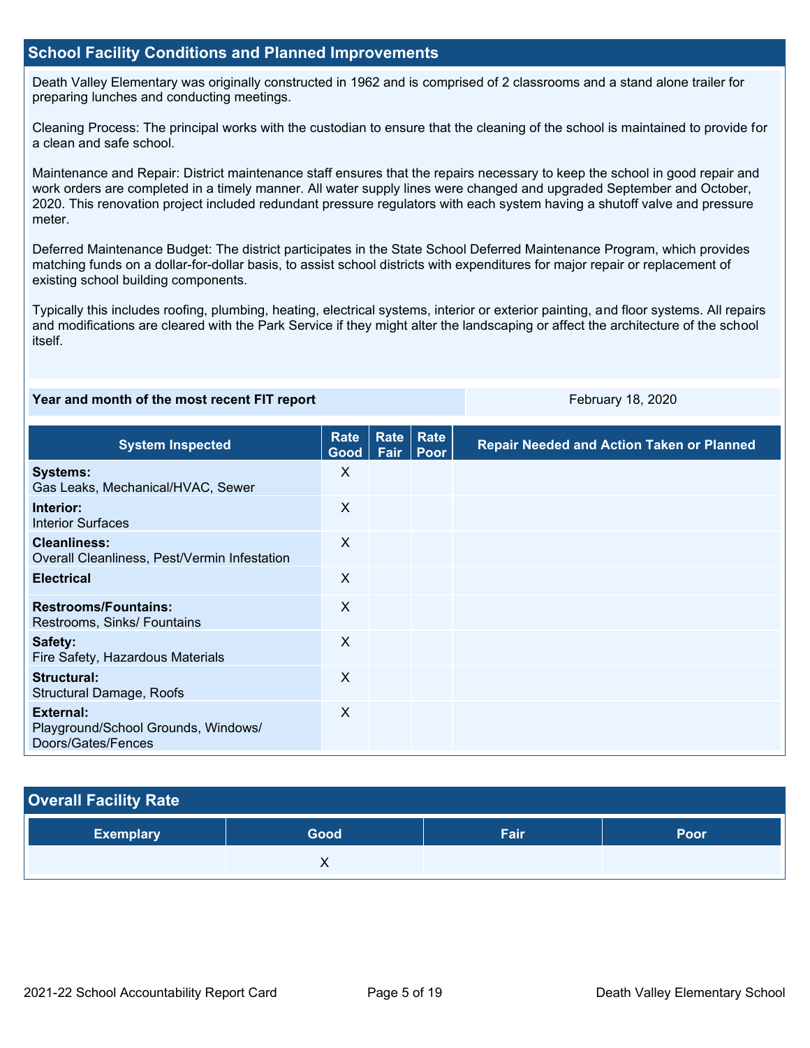## School Facility Conditions and Planned Improvements

Death Valley Elementary was originally constructed in 1962 and is comprised of 2 classrooms and a stand alone trailer for preparing lunches and conducting meetings.

Cleaning Process: The principal works with the custodian to ensure that the cleaning of the school is maintained to provide for a clean and safe school.

Maintenance and Repair: District maintenance staff ensures that the repairs necessary to keep the school in good repair and work orders are completed in a timely manner. All water supply lines were changed and upgraded September and October, 2020. This renovation project included redundant pressure regulators with each system having a shutoff valve and pressure meter.

Deferred Maintenance Budget: The district participates in the State School Deferred Maintenance Program, which provides matching funds on a dollar-for-dollar basis, to assist school districts with expenditures for major repair or replacement of existing school building components.

Typically this includes roofing, plumbing, heating, electrical systems, interior or exterior painting, and floor systems. All repairs and modifications are cleared with the Park Service if they might alter the landscaping or affect the architecture of the school itself.

| Year and month of the most recent FIT report | February 18, 2020 |
| --- | --- |

| System Inspected | Rate Good | Rate Fair | Rate Poor | Repair Needed and Action Taken or Planned |
| --- | --- | --- | --- | --- |
| **Systems:** Gas Leaks, Mechanical/HVAC, Sewer | X | | | |
| **Interior:** Interior Surfaces | X | | | |
| **Cleanliness:** Overall Cleanliness, Pest/Vermin Infestation | X | | | |
| **Electrical** | X | | | |
| **Restrooms/Fountains:** Restrooms, Sinks/ Fountains | X | | | |
| **Safety:** Fire Safety, Hazardous Materials | X | | | |
| **Structural:** Structural Damage, Roofs | X | | | |
| **External:** Playground/School Grounds, Windows/ Doors/Gates/Fences | X | | | |

## Overall Facility Rate

| Exemplary | Good | Fair | Poor |
| --- | --- | --- | --- |
| | X | | |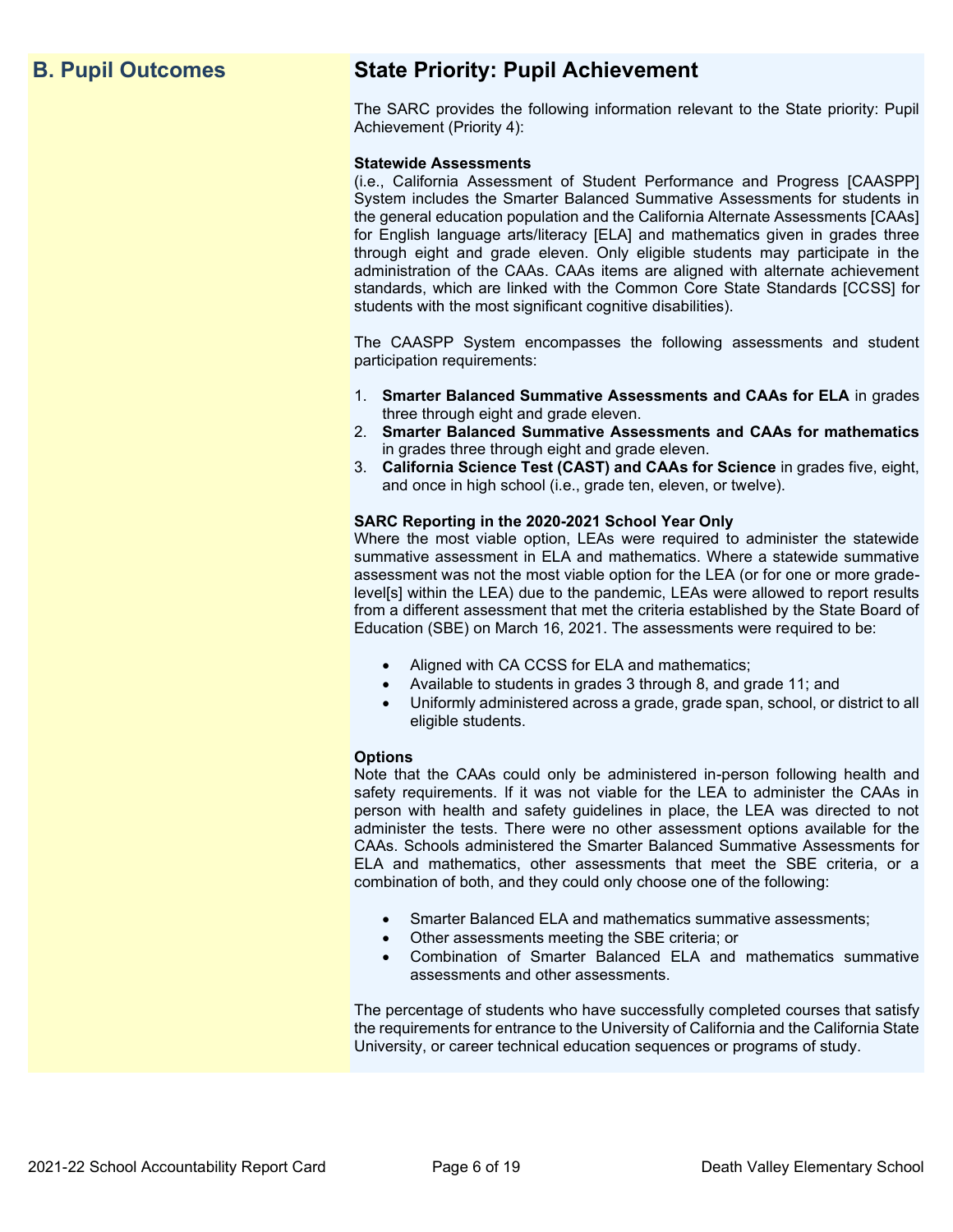## B. Pupil Outcomes

## State Priority: Pupil Achievement

The SARC provides the following information relevant to the State priority: Pupil Achievement (Priority 4):

**Statewide Assessments**
(i.e., California Assessment of Student Performance and Progress [CAASPP] System includes the Smarter Balanced Summative Assessments for students in the general education population and the California Alternate Assessments [CAAs] for English language arts/literacy [ELA] and mathematics given in grades three through eight and grade eleven. Only eligible students may participate in the administration of the CAAs. CAAs items are aligned with alternate achievement standards, which are linked with the Common Core State Standards [CCSS] for students with the most significant cognitive disabilities).

The CAASPP System encompasses the following assessments and student participation requirements:

1. **Smarter Balanced Summative Assessments and CAAs for ELA** in grades three through eight and grade eleven.
2. **Smarter Balanced Summative Assessments and CAAs for mathematics** in grades three through eight and grade eleven.
3. **California Science Test (CAST) and CAAs for Science** in grades five, eight, and once in high school (i.e., grade ten, eleven, or twelve).

**SARC Reporting in the 2020-2021 School Year Only**
Where the most viable option, LEAs were required to administer the statewide summative assessment in ELA and mathematics. Where a statewide summative assessment was not the most viable option for the LEA (or for one or more grade-level[s] within the LEA) due to the pandemic, LEAs were allowed to report results from a different assessment that met the criteria established by the State Board of Education (SBE) on March 16, 2021. The assessments were required to be:

- Aligned with CA CCSS for ELA and mathematics;
- Available to students in grades 3 through 8, and grade 11; and
- Uniformly administered across a grade, grade span, school, or district to all eligible students.

**Options**
Note that the CAAs could only be administered in-person following health and safety requirements. If it was not viable for the LEA to administer the CAAs in person with health and safety guidelines in place, the LEA was directed to not administer the tests. There were no other assessment options available for the CAAs. Schools administered the Smarter Balanced Summative Assessments for ELA and mathematics, other assessments that meet the SBE criteria, or a combination of both, and they could only choose one of the following:

- Smarter Balanced ELA and mathematics summative assessments;
- Other assessments meeting the SBE criteria; or
- Combination of Smarter Balanced ELA and mathematics summative assessments and other assessments.

The percentage of students who have successfully completed courses that satisfy the requirements for entrance to the University of California and the California State University, or career technical education sequences or programs of study.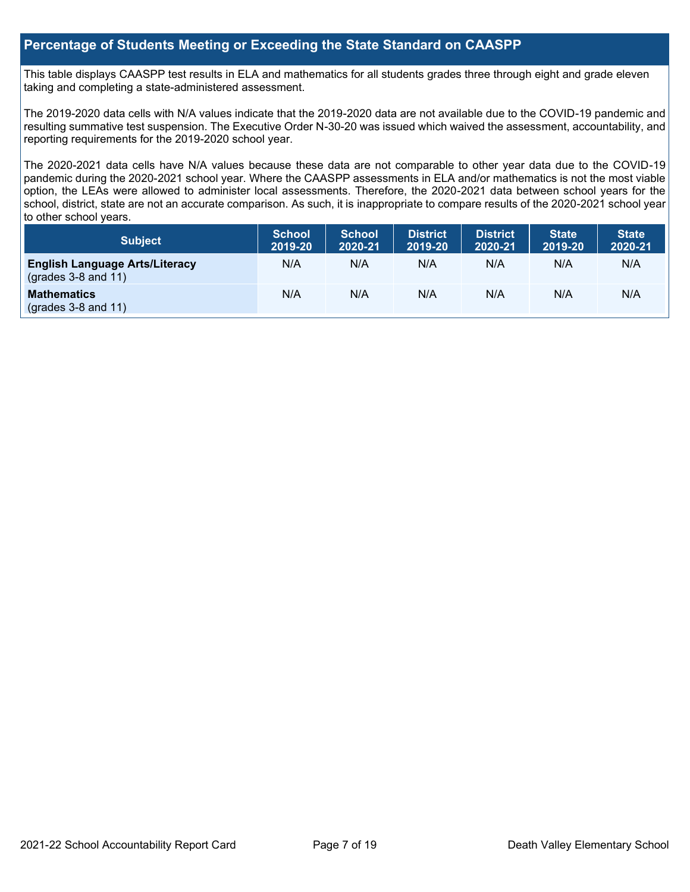## Percentage of Students Meeting or Exceeding the State Standard on CAASPP

This table displays CAASPP test results in ELA and mathematics for all students grades three through eight and grade eleven taking and completing a state-administered assessment.

The 2019-2020 data cells with N/A values indicate that the 2019-2020 data are not available due to the COVID-19 pandemic and resulting summative test suspension. The Executive Order N-30-20 was issued which waived the assessment, accountability, and reporting requirements for the 2019-2020 school year.

The 2020-2021 data cells have N/A values because these data are not comparable to other year data due to the COVID-19 pandemic during the 2020-2021 school year. Where the CAASPP assessments in ELA and/or mathematics is not the most viable option, the LEAs were allowed to administer local assessments. Therefore, the 2020-2021 data between school years for the school, district, state are not an accurate comparison. As such, it is inappropriate to compare results of the 2020-2021 school year to other school years.

| Subject | School 2019-20 | School 2020-21 | District 2019-20 | District 2020-21 | State 2019-20 | State 2020-21 |
|---|---|---|---|---|---|---|
| **English Language Arts/Literacy** (grades 3-8 and 11) | N/A | N/A | N/A | N/A | N/A | N/A |
| **Mathematics** (grades 3-8 and 11) | N/A | N/A | N/A | N/A | N/A | N/A |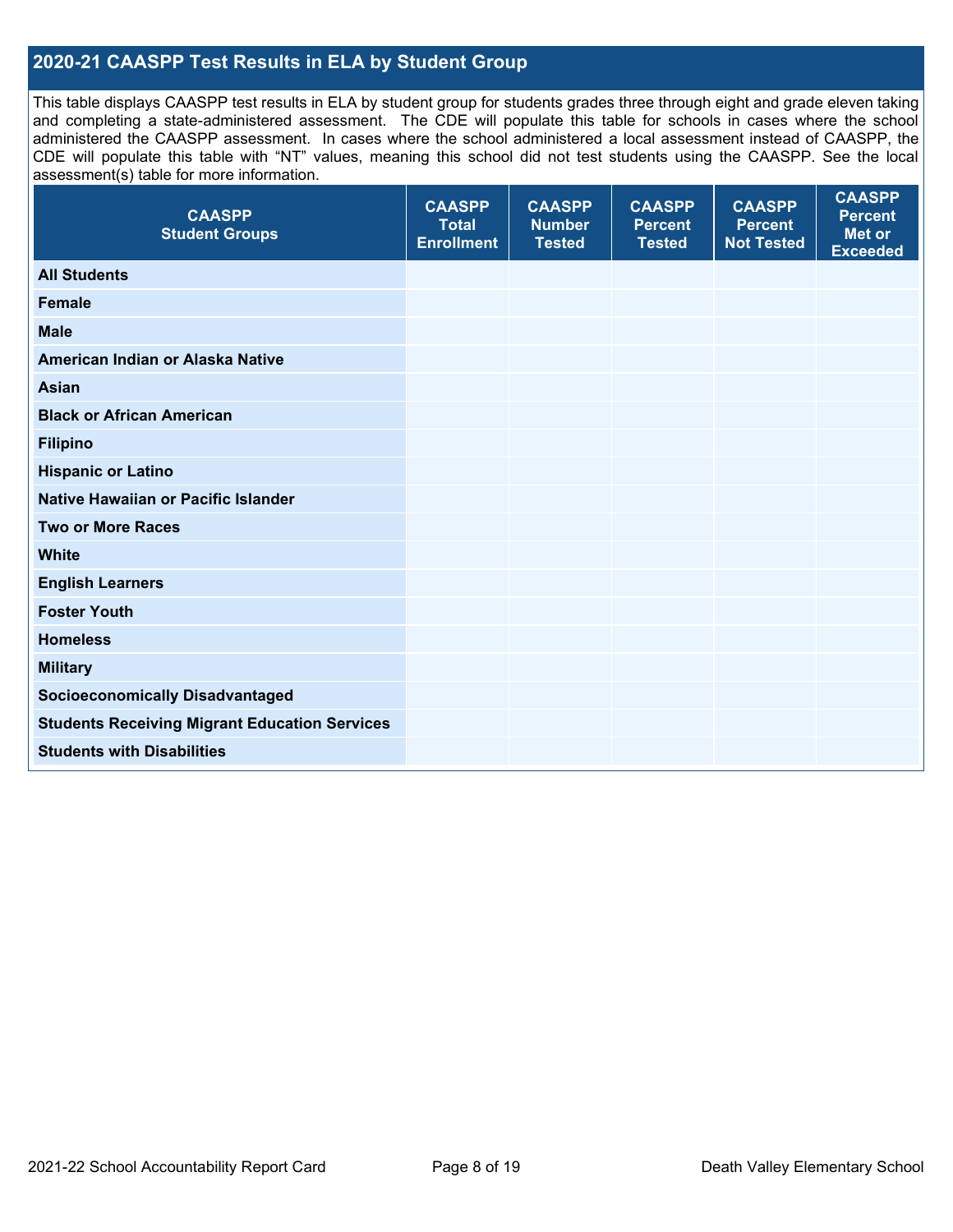## 2020-21 CAASPP Test Results in ELA by Student Group

This table displays CAASPP test results in ELA by student group for students grades three through eight and grade eleven taking and completing a state-administered assessment. The CDE will populate this table for schools in cases where the school administered the CAASPP assessment. In cases where the school administered a local assessment instead of CAASPP, the CDE will populate this table with "NT" values, meaning this school did not test students using the CAASPP. See the local assessment(s) table for more information.

| CAASPP Student Groups | CAASPP Total Enrollment | CAASPP Number Tested | CAASPP Percent Tested | CAASPP Percent Not Tested | CAASPP Percent Met or Exceeded |
|---|---|---|---|---|---|
| **All Students** | | | | | |
| **Female** | | | | | |
| **Male** | | | | | |
| **American Indian or Alaska Native** | | | | | |
| **Asian** | | | | | |
| **Black or African American** | | | | | |
| **Filipino** | | | | | |
| **Hispanic or Latino** | | | | | |
| **Native Hawaiian or Pacific Islander** | | | | | |
| **Two or More Races** | | | | | |
| **White** | | | | | |
| **English Learners** | | | | | |
| **Foster Youth** | | | | | |
| **Homeless** | | | | | |
| **Military** | | | | | |
| **Socioeconomically Disadvantaged** | | | | | |
| **Students Receiving Migrant Education Services** | | | | | |
| **Students with Disabilities** | | | | | |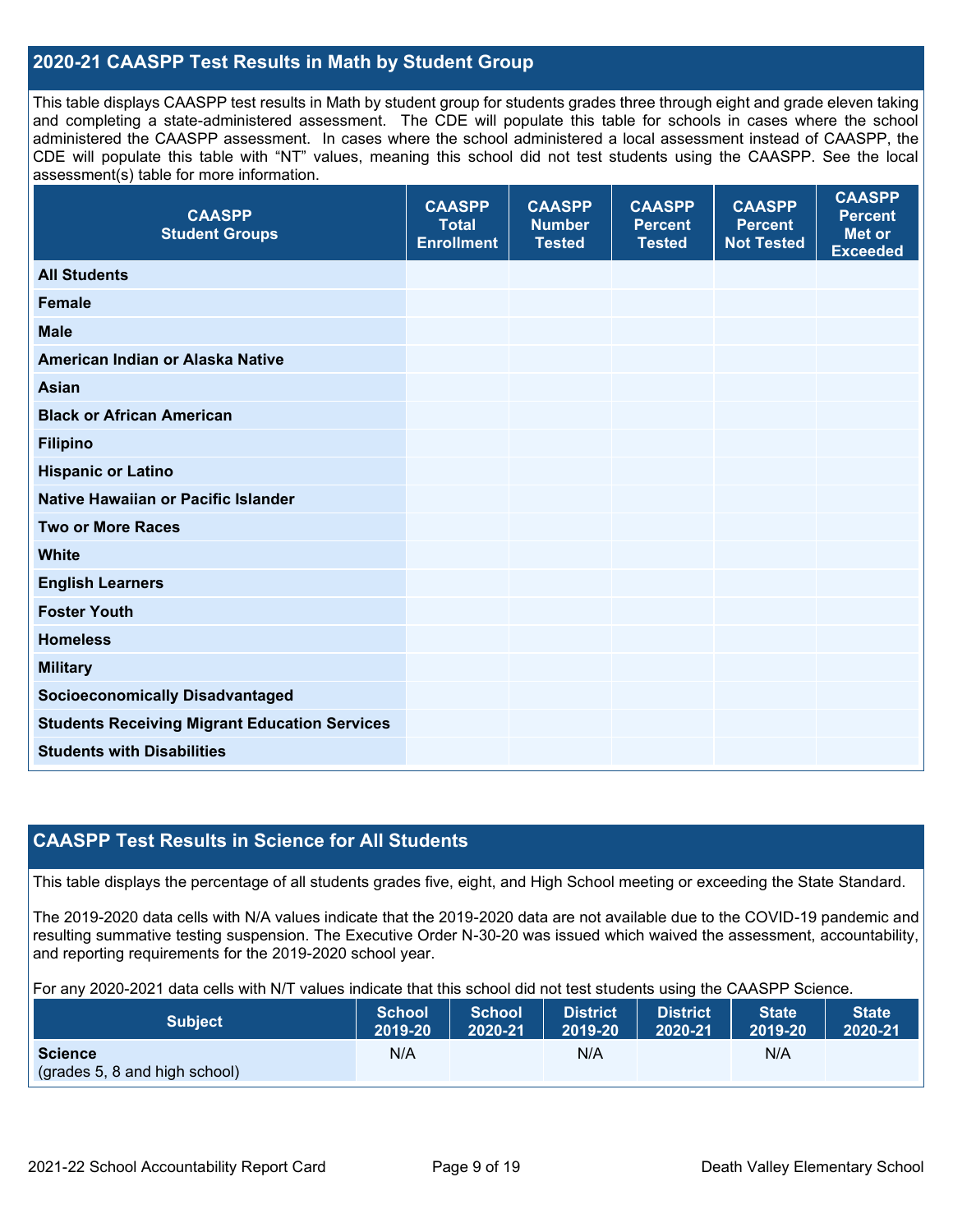## 2020-21 CAASPP Test Results in Math by Student Group

This table displays CAASPP test results in Math by student group for students grades three through eight and grade eleven taking and completing a state-administered assessment. The CDE will populate this table for schools in cases where the school administered the CAASPP assessment. In cases where the school administered a local assessment instead of CAASPP, the CDE will populate this table with "NT" values, meaning this school did not test students using the CAASPP. See the local assessment(s) table for more information.

| CAASPP Student Groups | CAASPP Total Enrollment | CAASPP Number Tested | CAASPP Percent Tested | CAASPP Percent Not Tested | CAASPP Percent Met or Exceeded |
|---|---|---|---|---|---|
| All Students | | | | | |
| Female | | | | | |
| Male | | | | | |
| American Indian or Alaska Native | | | | | |
| Asian | | | | | |
| Black or African American | | | | | |
| Filipino | | | | | |
| Hispanic or Latino | | | | | |
| Native Hawaiian or Pacific Islander | | | | | |
| Two or More Races | | | | | |
| White | | | | | |
| English Learners | | | | | |
| Foster Youth | | | | | |
| Homeless | | | | | |
| Military | | | | | |
| Socioeconomically Disadvantaged | | | | | |
| Students Receiving Migrant Education Services | | | | | |
| Students with Disabilities | | | | | |

## CAASPP Test Results in Science for All Students

This table displays the percentage of all students grades five, eight, and High School meeting or exceeding the State Standard.

The 2019-2020 data cells with N/A values indicate that the 2019-2020 data are not available due to the COVID-19 pandemic and resulting summative testing suspension. The Executive Order N-30-20 was issued which waived the assessment, accountability, and reporting requirements for the 2019-2020 school year.

For any 2020-2021 data cells with N/T values indicate that this school did not test students using the CAASPP Science.

| Subject | School 2019-20 | School 2020-21 | District 2019-20 | District 2020-21 | State 2019-20 | State 2020-21 |
|---|---|---|---|---|---|---|
| **Science** (grades 5, 8 and high school) | N/A | | N/A | | N/A | |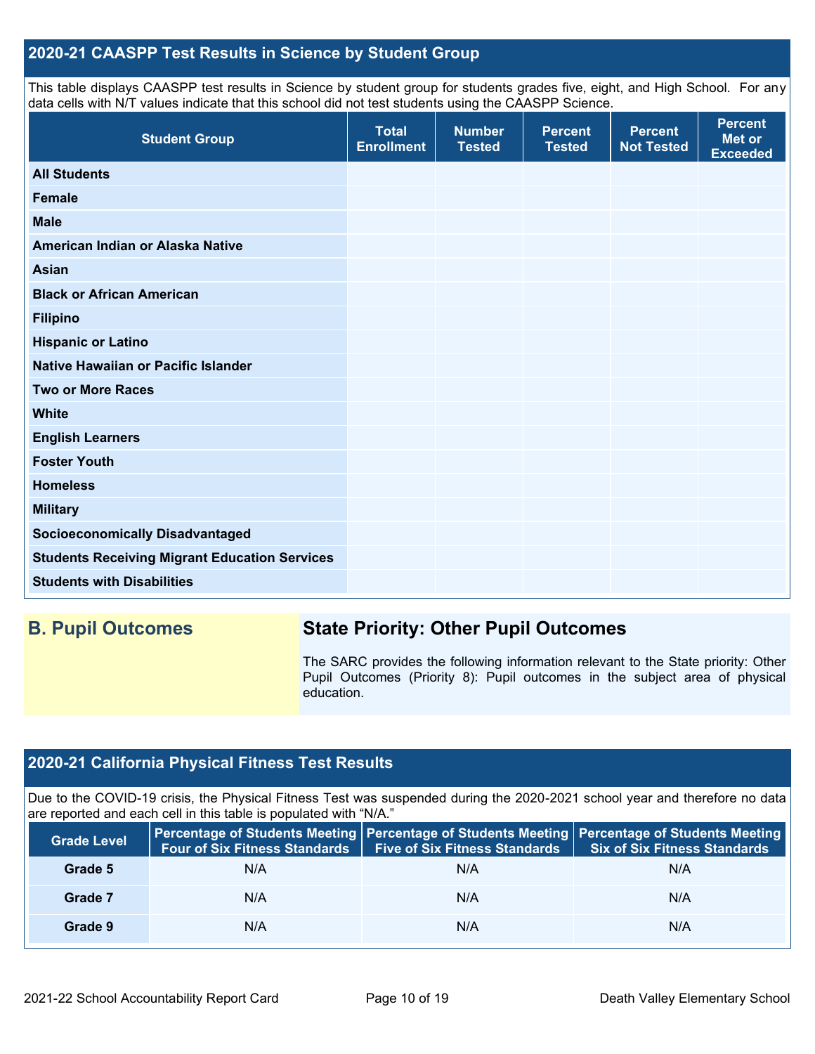## 2020-21 CAASPP Test Results in Science by Student Group

This table displays CAASPP test results in Science by student group for students grades five, eight, and High School. For any data cells with N/T values indicate that this school did not test students using the CAASPP Science.

| Student Group | Total Enrollment | Number Tested | Percent Tested | Percent Not Tested | Percent Met or Exceeded |
|---|---|---|---|---|---|
| **All Students** | | | | | |
| **Female** | | | | | |
| **Male** | | | | | |
| **American Indian or Alaska Native** | | | | | |
| **Asian** | | | | | |
| **Black or African American** | | | | | |
| **Filipino** | | | | | |
| **Hispanic or Latino** | | | | | |
| **Native Hawaiian or Pacific Islander** | | | | | |
| **Two or More Races** | | | | | |
| **White** | | | | | |
| **English Learners** | | | | | |
| **Foster Youth** | | | | | |
| **Homeless** | | | | | |
| **Military** | | | | | |
| **Socioeconomically Disadvantaged** | | | | | |
| **Students Receiving Migrant Education Services** | | | | | |
| **Students with Disabilities** | | | | | |

## B. Pupil Outcomes

### State Priority: Other Pupil Outcomes

The SARC provides the following information relevant to the State priority: Other Pupil Outcomes (Priority 8): Pupil outcomes in the subject area of physical education.

## 2020-21 California Physical Fitness Test Results

Due to the COVID-19 crisis, the Physical Fitness Test was suspended during the 2020-2021 school year and therefore no data are reported and each cell in this table is populated with "N/A."

| Grade Level | Percentage of Students Meeting Four of Six Fitness Standards | Percentage of Students Meeting Five of Six Fitness Standards | Percentage of Students Meeting Six of Six Fitness Standards |
|---|---|---|---|
| **Grade 5** | N/A | N/A | N/A |
| **Grade 7** | N/A | N/A | N/A |
| **Grade 9** | N/A | N/A | N/A |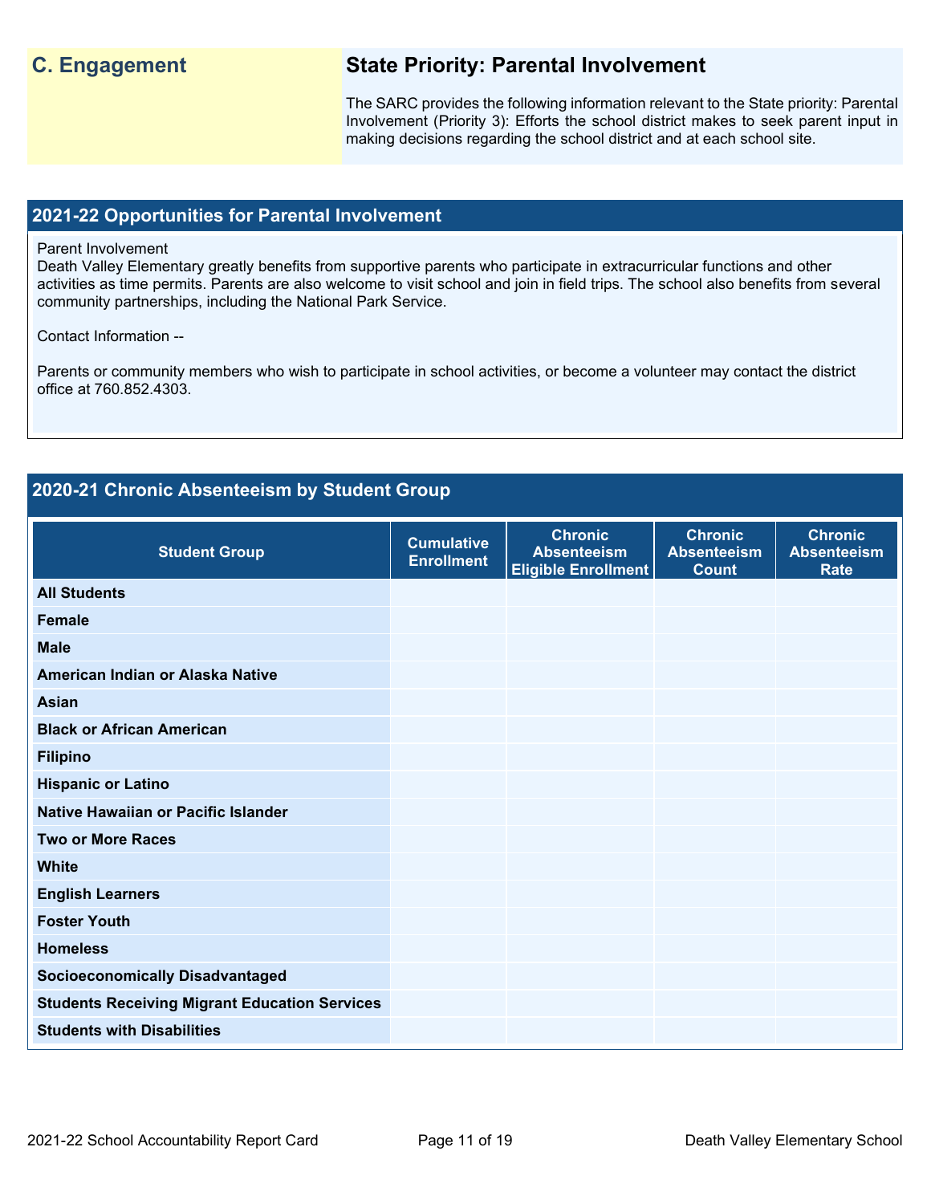## C. Engagement

### State Priority: Parental Involvement

The SARC provides the following information relevant to the State priority: Parental Involvement (Priority 3): Efforts the school district makes to seek parent input in making decisions regarding the school district and at each school site.

## 2021-22 Opportunities for Parental Involvement

Parent Involvement
Death Valley Elementary greatly benefits from supportive parents who participate in extracurricular functions and other activities as time permits. Parents are also welcome to visit school and join in field trips. The school also benefits from several community partnerships, including the National Park Service.

Contact Information --

Parents or community members who wish to participate in school activities, or become a volunteer may contact the district office at 760.852.4303.

## 2020-21 Chronic Absenteeism by Student Group

| Student Group | Cumulative Enrollment | Chronic Absenteeism Eligible Enrollment | Chronic Absenteeism Count | Chronic Absenteeism Rate |
|---|---|---|---|---|
| **All Students** | | | | |
| **Female** | | | | |
| **Male** | | | | |
| **American Indian or Alaska Native** | | | | |
| **Asian** | | | | |
| **Black or African American** | | | | |
| **Filipino** | | | | |
| **Hispanic or Latino** | | | | |
| **Native Hawaiian or Pacific Islander** | | | | |
| **Two or More Races** | | | | |
| **White** | | | | |
| **English Learners** | | | | |
| **Foster Youth** | | | | |
| **Homeless** | | | | |
| **Socioeconomically Disadvantaged** | | | | |
| **Students Receiving Migrant Education Services** | | | | |
| **Students with Disabilities** | | | | |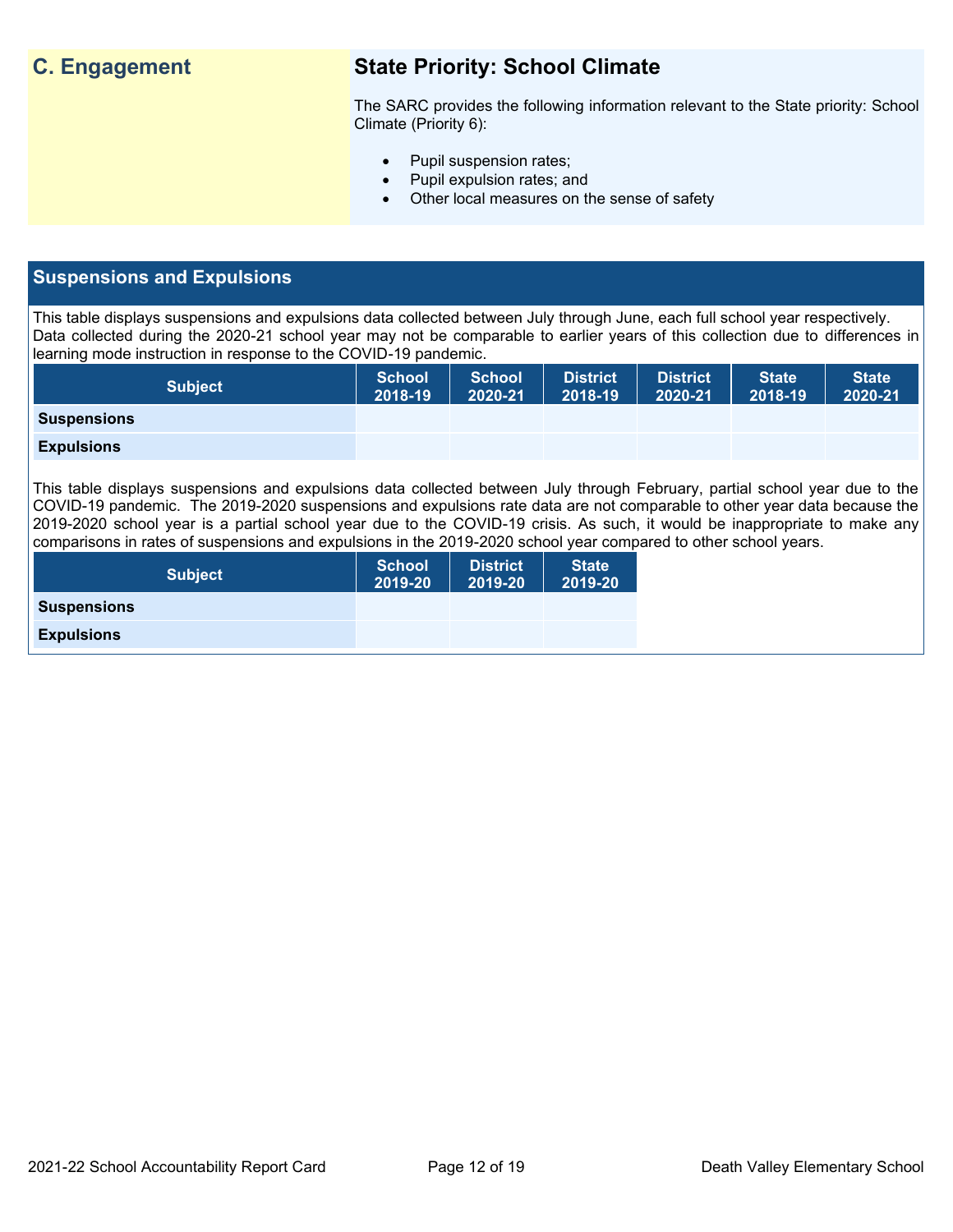## C. Engagement

### State Priority: School Climate

The SARC provides the following information relevant to the State priority: School Climate (Priority 6):

- Pupil suspension rates;
- Pupil expulsion rates; and
- Other local measures on the sense of safety

## Suspensions and Expulsions

This table displays suspensions and expulsions data collected between July through June, each full school year respectively. Data collected during the 2020-21 school year may not be comparable to earlier years of this collection due to differences in learning mode instruction in response to the COVID-19 pandemic.

| Subject | School 2018-19 | School 2020-21 | District 2018-19 | District 2020-21 | State 2018-19 | State 2020-21 |
|---|---|---|---|---|---|---|
| **Suspensions** | | | | | | |
| **Expulsions** | | | | | | |

This table displays suspensions and expulsions data collected between July through February, partial school year due to the COVID-19 pandemic. The 2019-2020 suspensions and expulsions rate data are not comparable to other year data because the 2019-2020 school year is a partial school year due to the COVID-19 crisis. As such, it would be inappropriate to make any comparisons in rates of suspensions and expulsions in the 2019-2020 school year compared to other school years.

| Subject | School 2019-20 | District 2019-20 | State 2019-20 |
|---|---|---|---|
| **Suspensions** | | | |
| **Expulsions** | | | |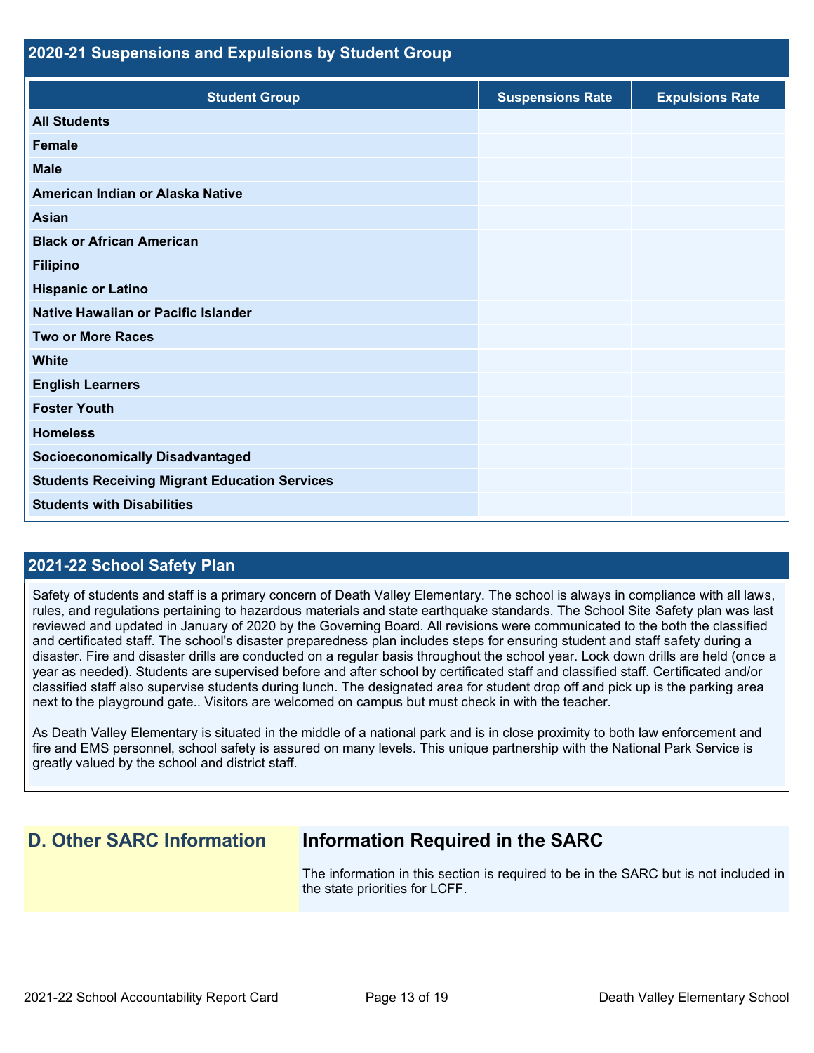## 2020-21 Suspensions and Expulsions by Student Group

| Student Group | Suspensions Rate | Expulsions Rate |
|---|---|---|
| **All Students** | | |
| **Female** | | |
| **Male** | | |
| **American Indian or Alaska Native** | | |
| **Asian** | | |
| **Black or African American** | | |
| **Filipino** | | |
| **Hispanic or Latino** | | |
| **Native Hawaiian or Pacific Islander** | | |
| **Two or More Races** | | |
| **White** | | |
| **English Learners** | | |
| **Foster Youth** | | |
| **Homeless** | | |
| **Socioeconomically Disadvantaged** | | |
| **Students Receiving Migrant Education Services** | | |
| **Students with Disabilities** | | |

## 2021-22 School Safety Plan

Safety of students and staff is a primary concern of Death Valley Elementary. The school is always in compliance with all laws, rules, and regulations pertaining to hazardous materials and state earthquake standards. The School Site Safety plan was last reviewed and updated in January of 2020 by the Governing Board. All revisions were communicated to the both the classified and certificated staff. The school's disaster preparedness plan includes steps for ensuring student and staff safety during a disaster. Fire and disaster drills are conducted on a regular basis throughout the school year. Lock down drills are held (once a year as needed). Students are supervised before and after school by certificated staff and classified staff. Certificated and/or classified staff also supervise students during lunch. The designated area for student drop off and pick up is the parking area next to the playground gate.. Visitors are welcomed on campus but must check in with the teacher.

As Death Valley Elementary is situated in the middle of a national park and is in close proximity to both law enforcement and fire and EMS personnel, school safety is assured on many levels. This unique partnership with the National Park Service is greatly valued by the school and district staff.

## D. Other SARC Information

### Information Required in the SARC

The information in this section is required to be in the SARC but is not included in the state priorities for LCFF.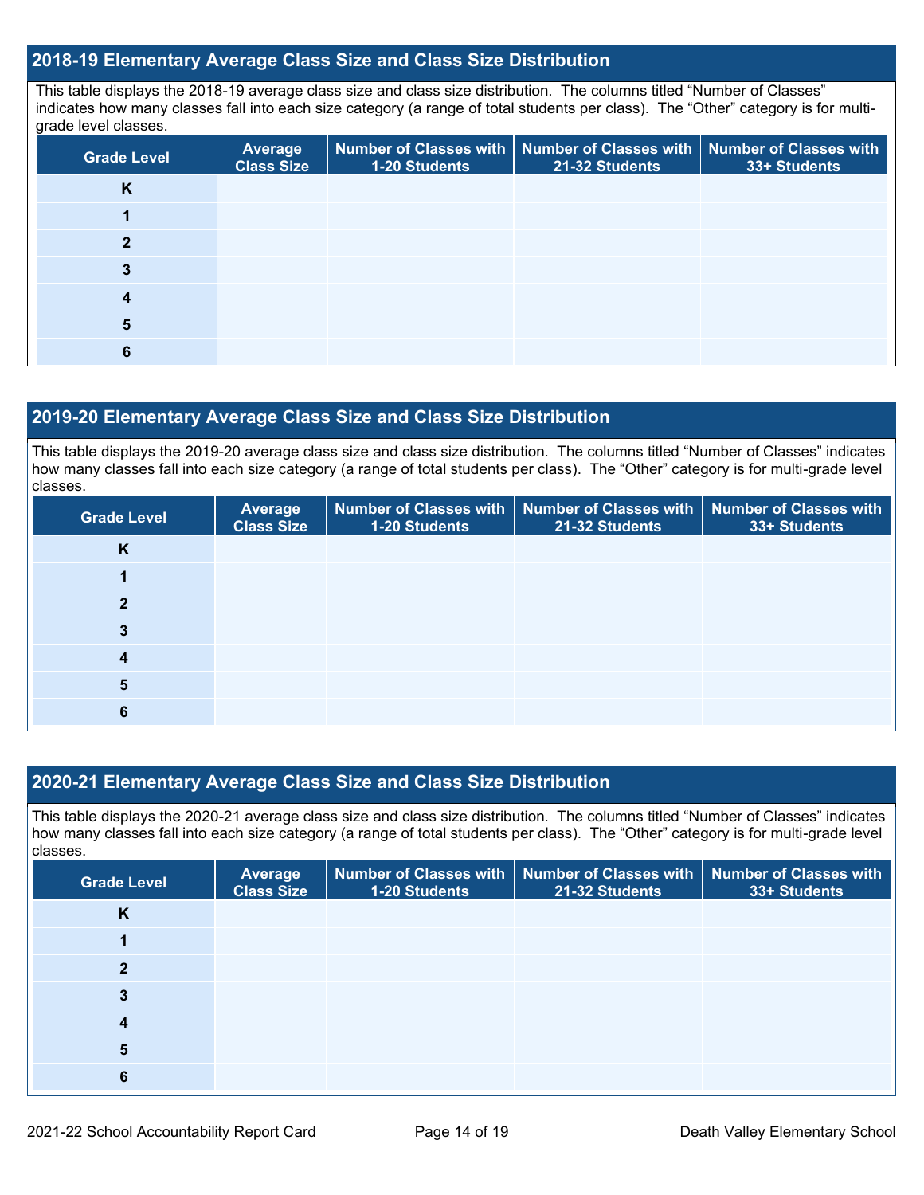## 2018-19 Elementary Average Class Size and Class Size Distribution

This table displays the 2018-19 average class size and class size distribution. The columns titled "Number of Classes" indicates how many classes fall into each size category (a range of total students per class). The "Other" category is for multi-grade level classes.

| Grade Level | Average Class Size | Number of Classes with 1-20 Students | Number of Classes with 21-32 Students | Number of Classes with 33+ Students |
|---|---|---|---|---|
| K | | | | |
| 1 | | | | |
| 2 | | | | |
| 3 | | | | |
| 4 | | | | |
| 5 | | | | |
| 6 | | | | |

## 2019-20 Elementary Average Class Size and Class Size Distribution

This table displays the 2019-20 average class size and class size distribution. The columns titled "Number of Classes" indicates how many classes fall into each size category (a range of total students per class). The "Other" category is for multi-grade level classes.

| Grade Level | Average Class Size | Number of Classes with 1-20 Students | Number of Classes with 21-32 Students | Number of Classes with 33+ Students |
|---|---|---|---|---|
| K | | | | |
| 1 | | | | |
| 2 | | | | |
| 3 | | | | |
| 4 | | | | |
| 5 | | | | |
| 6 | | | | |

## 2020-21 Elementary Average Class Size and Class Size Distribution

This table displays the 2020-21 average class size and class size distribution. The columns titled "Number of Classes" indicates how many classes fall into each size category (a range of total students per class). The "Other" category is for multi-grade level classes.

| Grade Level | Average Class Size | Number of Classes with 1-20 Students | Number of Classes with 21-32 Students | Number of Classes with 33+ Students |
|---|---|---|---|---|
| K | | | | |
| 1 | | | | |
| 2 | | | | |
| 3 | | | | |
| 4 | | | | |
| 5 | | | | |
| 6 | | | | |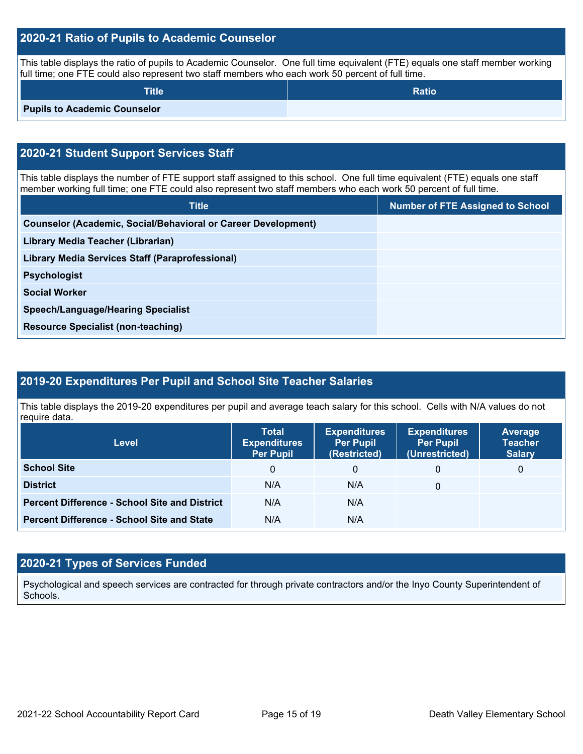## 2020-21 Ratio of Pupils to Academic Counselor

This table displays the ratio of pupils to Academic Counselor. One full time equivalent (FTE) equals one staff member working full time; one FTE could also represent two staff members who each work 50 percent of full time.

| Title | Ratio |
| --- | --- |
| **Pupils to Academic Counselor** | |

## 2020-21 Student Support Services Staff

This table displays the number of FTE support staff assigned to this school. One full time equivalent (FTE) equals one staff member working full time; one FTE could also represent two staff members who each work 50 percent of full time.

| Title | Number of FTE Assigned to School |
| --- | --- |
| **Counselor (Academic, Social/Behavioral or Career Development)** | |
| **Library Media Teacher (Librarian)** | |
| **Library Media Services Staff (Paraprofessional)** | |
| **Psychologist** | |
| **Social Worker** | |
| **Speech/Language/Hearing Specialist** | |
| **Resource Specialist (non-teaching)** | |

## 2019-20 Expenditures Per Pupil and School Site Teacher Salaries

This table displays the 2019-20 expenditures per pupil and average teach salary for this school. Cells with N/A values do not require data.

| Level | Total Expenditures Per Pupil | Expenditures Per Pupil (Restricted) | Expenditures Per Pupil (Unrestricted) | Average Teacher Salary |
| --- | --- | --- | --- | --- |
| **School Site** | 0 | 0 | 0 | 0 |
| **District** | N/A | N/A | 0 | |
| **Percent Difference - School Site and District** | N/A | N/A | | |
| **Percent Difference - School Site and State** | N/A | N/A | | |

## 2020-21 Types of Services Funded

Psychological and speech services are contracted for through private contractors and/or the Inyo County Superintendent of Schools.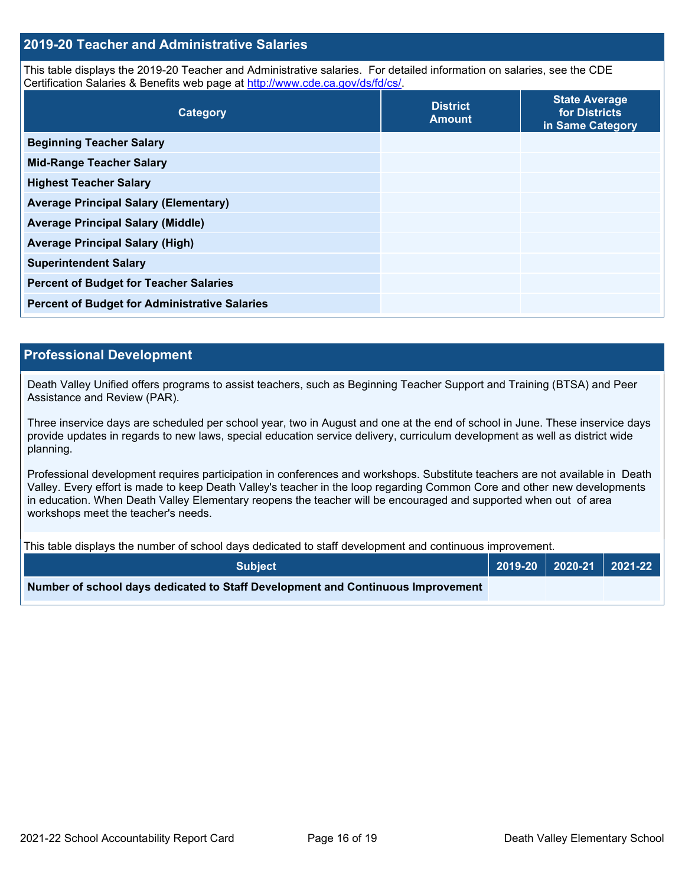## 2019-20 Teacher and Administrative Salaries

This table displays the 2019-20 Teacher and Administrative salaries. For detailed information on salaries, see the CDE Certification Salaries & Benefits web page at http://www.cde.ca.gov/ds/fd/cs/.

| Category | District Amount | State Average for Districts in Same Category |
|---|---|---|
| **Beginning Teacher Salary** | | |
| **Mid-Range Teacher Salary** | | |
| **Highest Teacher Salary** | | |
| **Average Principal Salary (Elementary)** | | |
| **Average Principal Salary (Middle)** | | |
| **Average Principal Salary (High)** | | |
| **Superintendent Salary** | | |
| **Percent of Budget for Teacher Salaries** | | |
| **Percent of Budget for Administrative Salaries** | | |

## Professional Development

Death Valley Unified offers programs to assist teachers, such as Beginning Teacher Support and Training (BTSA) and Peer Assistance and Review (PAR).

Three inservice days are scheduled per school year, two in August and one at the end of school in June. These inservice days provide updates in regards to new laws, special education service delivery, curriculum development as well as district wide planning.

Professional development requires participation in conferences and workshops. Substitute teachers are not available in Death Valley. Every effort is made to keep Death Valley's teacher in the loop regarding Common Core and other new developments in education. When Death Valley Elementary reopens the teacher will be encouraged and supported when out of area workshops meet the teacher's needs.

This table displays the number of school days dedicated to staff development and continuous improvement.

| Subject | 2019-20 | 2020-21 | 2021-22 |
|---|---|---|---|
| **Number of school days dedicated to Staff Development and Continuous Improvement** | | | |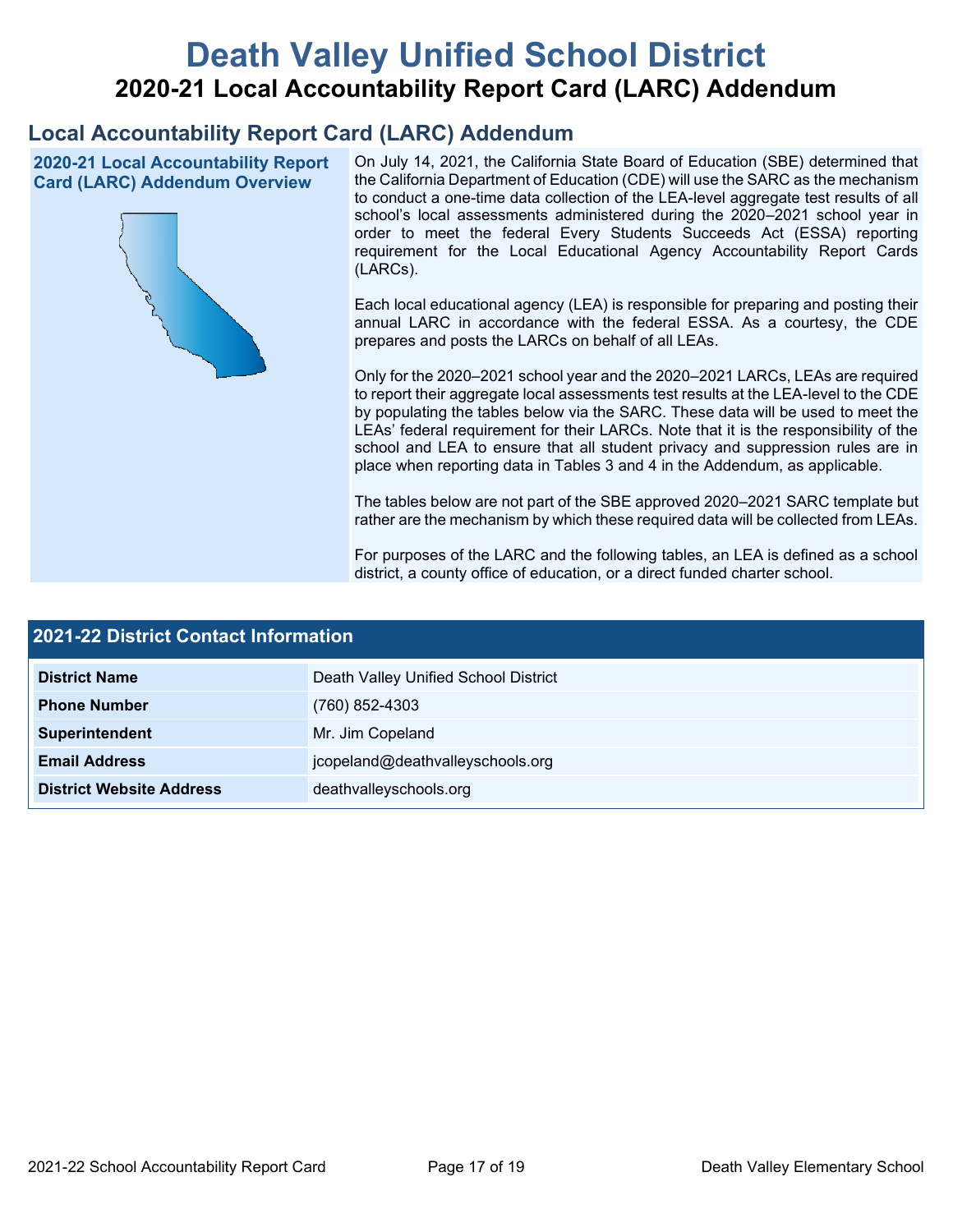# Death Valley Unified School District

## 2020-21 Local Accountability Report Card (LARC) Addendum

## Local Accountability Report Card (LARC) Addendum

### 2020-21 Local Accountability Report Card (LARC) Addendum Overview

On July 14, 2021, the California State Board of Education (SBE) determined that the California Department of Education (CDE) will use the SARC as the mechanism to conduct a one-time data collection of the LEA-level aggregate test results of all school's local assessments administered during the 2020–2021 school year in order to meet the federal Every Students Succeeds Act (ESSA) reporting requirement for the Local Educational Agency Accountability Report Cards (LARCs).

Each local educational agency (LEA) is responsible for preparing and posting their annual LARC in accordance with the federal ESSA. As a courtesy, the CDE prepares and posts the LARCs on behalf of all LEAs.

Only for the 2020–2021 school year and the 2020–2021 LARCs, LEAs are required to report their aggregate local assessments test results at the LEA-level to the CDE by populating the tables below via the SARC. These data will be used to meet the LEAs' federal requirement for their LARCs. Note that it is the responsibility of the school and LEA to ensure that all student privacy and suppression rules are in place when reporting data in Tables 3 and 4 in the Addendum, as applicable.

The tables below are not part of the SBE approved 2020–2021 SARC template but rather are the mechanism by which these required data will be collected from LEAs.

For purposes of the LARC and the following tables, an LEA is defined as a school district, a county office of education, or a direct funded charter school.

### 2021-22 District Contact Information

| | |
|---|---|
| **District Name** | Death Valley Unified School District |
| **Phone Number** | (760) 852-4303 |
| **Superintendent** | Mr. Jim Copeland |
| **Email Address** | jcopeland@deathvalleyschools.org |
| **District Website Address** | deathvalleyschools.org |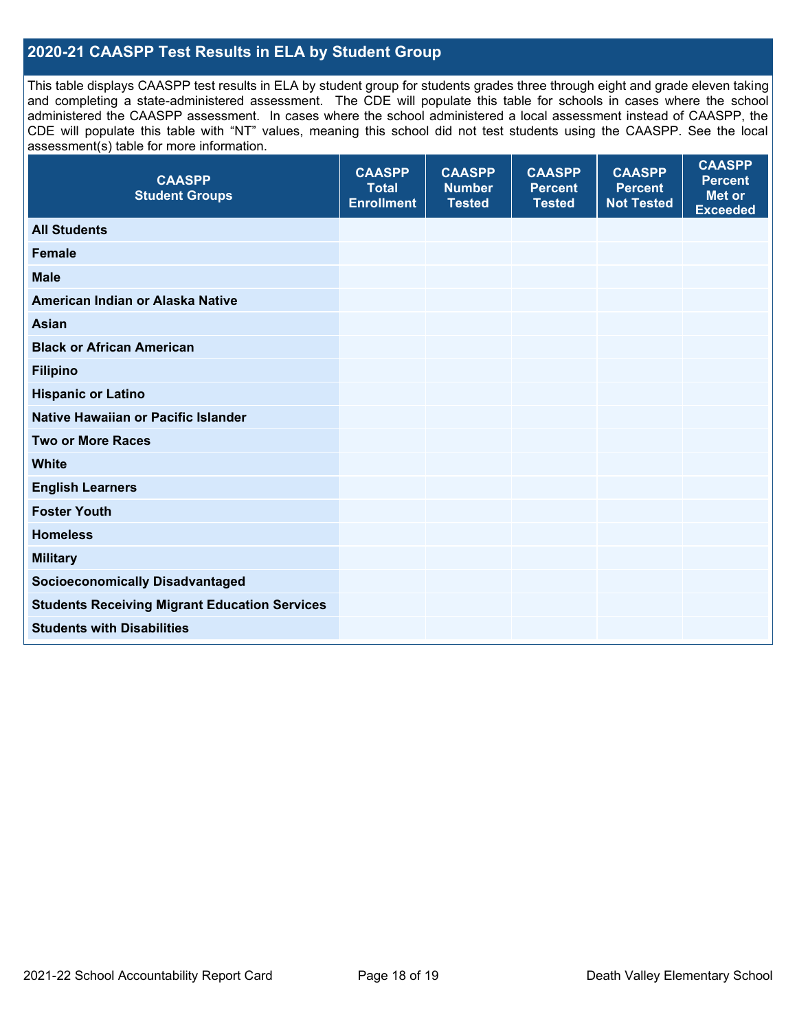## 2020-21 CAASPP Test Results in ELA by Student Group

This table displays CAASPP test results in ELA by student group for students grades three through eight and grade eleven taking and completing a state-administered assessment. The CDE will populate this table for schools in cases where the school administered the CAASPP assessment. In cases where the school administered a local assessment instead of CAASPP, the CDE will populate this table with "NT" values, meaning this school did not test students using the CAASPP. See the local assessment(s) table for more information.

| CAASPP Student Groups | CAASPP Total Enrollment | CAASPP Number Tested | CAASPP Percent Tested | CAASPP Percent Not Tested | CAASPP Percent Met or Exceeded |
|---|---|---|---|---|---|
| **All Students** | | | | | |
| **Female** | | | | | |
| **Male** | | | | | |
| **American Indian or Alaska Native** | | | | | |
| **Asian** | | | | | |
| **Black or African American** | | | | | |
| **Filipino** | | | | | |
| **Hispanic or Latino** | | | | | |
| **Native Hawaiian or Pacific Islander** | | | | | |
| **Two or More Races** | | | | | |
| **White** | | | | | |
| **English Learners** | | | | | |
| **Foster Youth** | | | | | |
| **Homeless** | | | | | |
| **Military** | | | | | |
| **Socioeconomically Disadvantaged** | | | | | |
| **Students Receiving Migrant Education Services** | | | | | |
| **Students with Disabilities** | | | | | |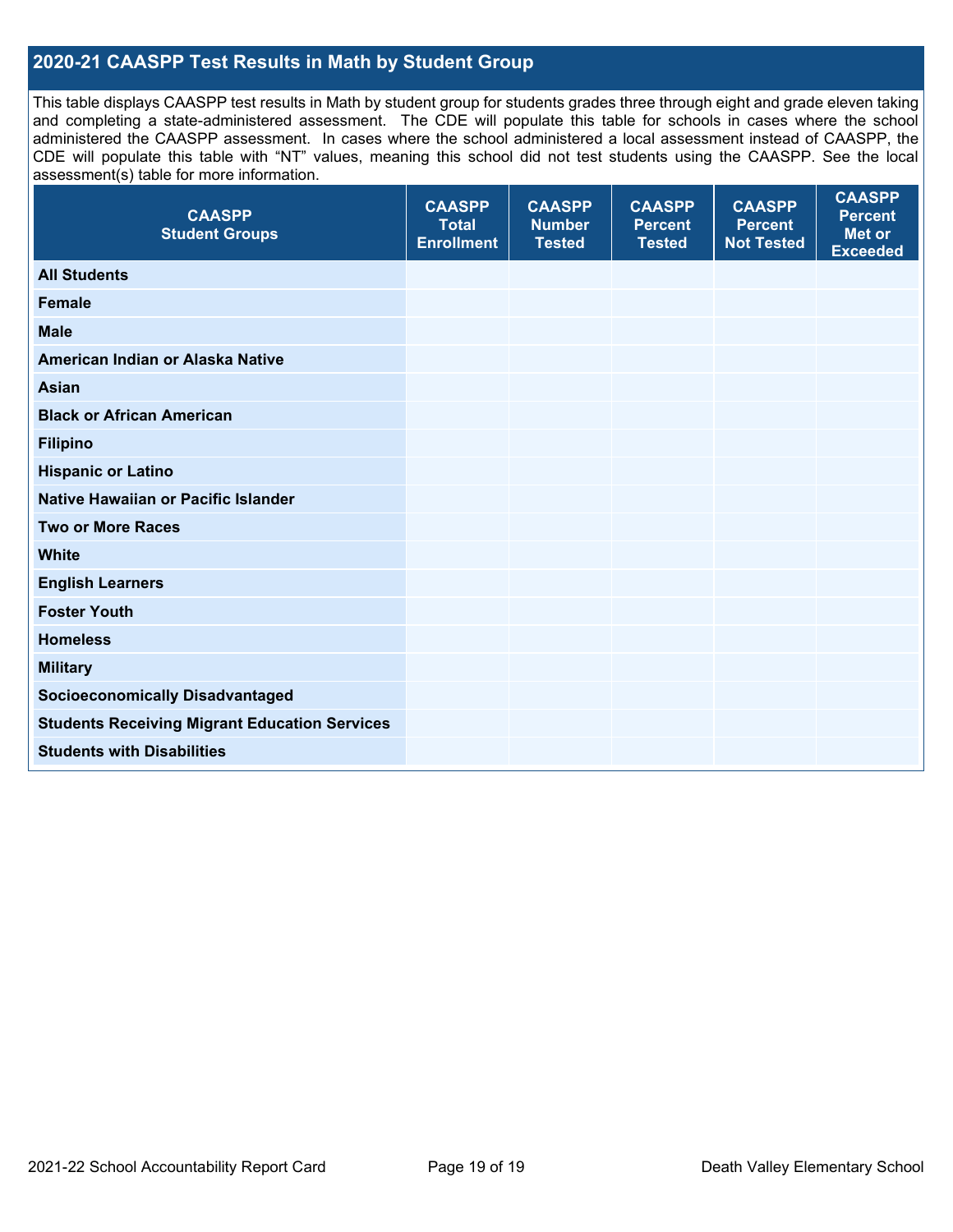## 2020-21 CAASPP Test Results in Math by Student Group

This table displays CAASPP test results in Math by student group for students grades three through eight and grade eleven taking and completing a state-administered assessment. The CDE will populate this table for schools in cases where the school administered the CAASPP assessment. In cases where the school administered a local assessment instead of CAASPP, the CDE will populate this table with "NT" values, meaning this school did not test students using the CAASPP. See the local assessment(s) table for more information.

| CAASPP Student Groups | CAASPP Total Enrollment | CAASPP Number Tested | CAASPP Percent Tested | CAASPP Percent Not Tested | CAASPP Percent Met or Exceeded |
|---|---|---|---|---|---|
| All Students | | | | | |
| Female | | | | | |
| Male | | | | | |
| American Indian or Alaska Native | | | | | |
| Asian | | | | | |
| Black or African American | | | | | |
| Filipino | | | | | |
| Hispanic or Latino | | | | | |
| Native Hawaiian or Pacific Islander | | | | | |
| Two or More Races | | | | | |
| White | | | | | |
| English Learners | | | | | |
| Foster Youth | | | | | |
| Homeless | | | | | |
| Military | | | | | |
| Socioeconomically Disadvantaged | | | | | |
| Students Receiving Migrant Education Services | | | | | |
| Students with Disabilities | | | | | |